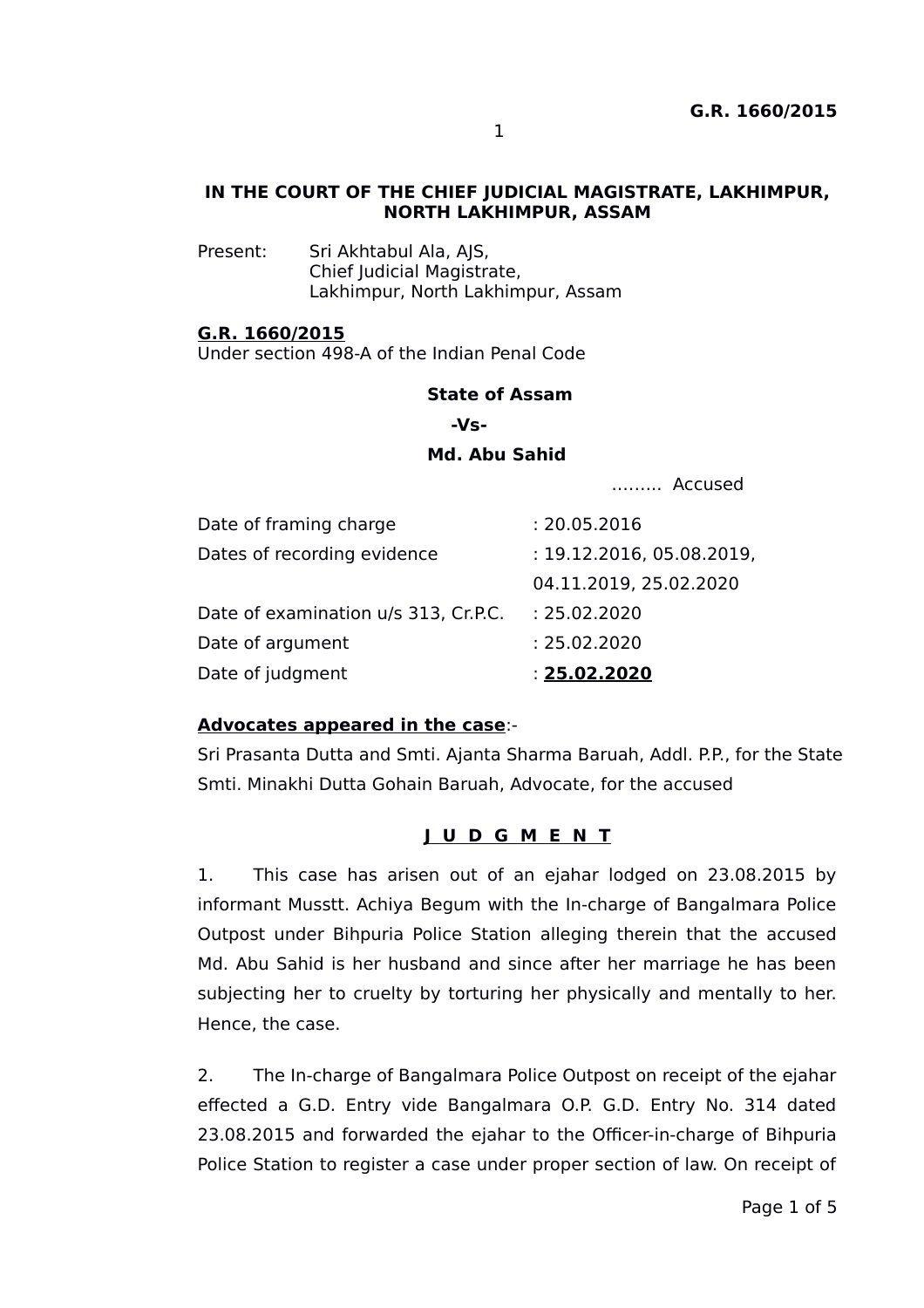**IN THE COURT OF THE CHIEF JUDICIAL MAGISTRATE, LAKHIMPUR, NORTH LAKHIMPUR, ASSAM**

Present: Sri Akhtabul Ala, AJS,
Chief Judicial Magistrate,
Lakhimpur, North Lakhimpur, Assam

**G.R. 1660/2015**
Under section 498-A of the Indian Penal Code

**State of Assam**

**-Vs-**

**Md. Abu Sahid**

……... Accused

| | |
|---|---|
| Date of framing charge | : 20.05.2016 |
| Dates of recording evidence | : 19.12.2016, 05.08.2019, 04.11.2019, 25.02.2020 |
| Date of examination u/s 313, Cr.P.C. | : 25.02.2020 |
| Date of argument | : 25.02.2020 |
| Date of judgment | : **25.02.2020** |

**Advocates appeared in the case**:-
Sri Prasanta Dutta and Smti. Ajanta Sharma Baruah, Addl. P.P., for the State
Smti. Minakhi Dutta Gohain Baruah, Advocate, for the accused

## J U D G M E N T

1. This case has arisen out of an ejahar lodged on 23.08.2015 by informant Musstt. Achiya Begum with the In-charge of Bangalmara Police Outpost under Bihpuria Police Station alleging therein that the accused Md. Abu Sahid is her husband and since after her marriage he has been subjecting her to cruelty by torturing her physically and mentally to her. Hence, the case.

2. The In-charge of Bangalmara Police Outpost on receipt of the ejahar effected a G.D. Entry vide Bangalmara O.P. G.D. Entry No. 314 dated 23.08.2015 and forwarded the ejahar to the Officer-in-charge of Bihpuria Police Station to register a case under proper section of law. On receipt of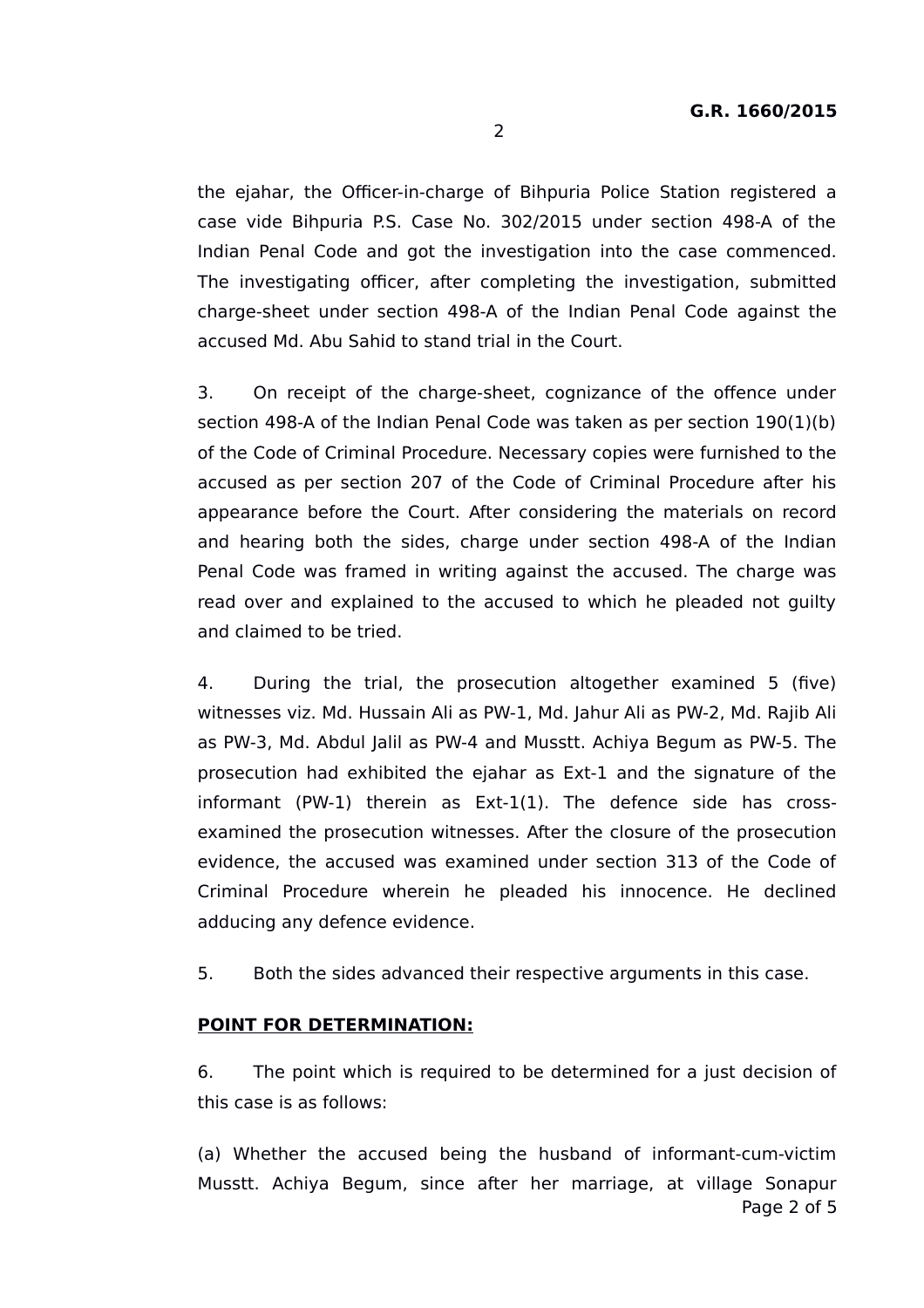the ejahar, the Officer-in-charge of Bihpuria Police Station registered a case vide Bihpuria P.S. Case No. 302/2015 under section 498-A of the Indian Penal Code and got the investigation into the case commenced. The investigating officer, after completing the investigation, submitted charge-sheet under section 498-A of the Indian Penal Code against the accused Md. Abu Sahid to stand trial in the Court.

3. On receipt of the charge-sheet, cognizance of the offence under section 498-A of the Indian Penal Code was taken as per section 190(1)(b) of the Code of Criminal Procedure. Necessary copies were furnished to the accused as per section 207 of the Code of Criminal Procedure after his appearance before the Court. After considering the materials on record and hearing both the sides, charge under section 498-A of the Indian Penal Code was framed in writing against the accused. The charge was read over and explained to the accused to which he pleaded not guilty and claimed to be tried.

4. During the trial, the prosecution altogether examined 5 (five) witnesses viz. Md. Hussain Ali as PW-1, Md. Jahur Ali as PW-2, Md. Rajib Ali as PW-3, Md. Abdul Jalil as PW-4 and Musstt. Achiya Begum as PW-5. The prosecution had exhibited the ejahar as Ext-1 and the signature of the informant (PW-1) therein as Ext-1(1). The defence side has cross-examined the prosecution witnesses. After the closure of the prosecution evidence, the accused was examined under section 313 of the Code of Criminal Procedure wherein he pleaded his innocence. He declined adducing any defence evidence.

5. Both the sides advanced their respective arguments in this case.

**POINT FOR DETERMINATION:**

6. The point which is required to be determined for a just decision of this case is as follows:

(a) Whether the accused being the husband of informant-cum-victim Musstt. Achiya Begum, since after her marriage, at village Sonapur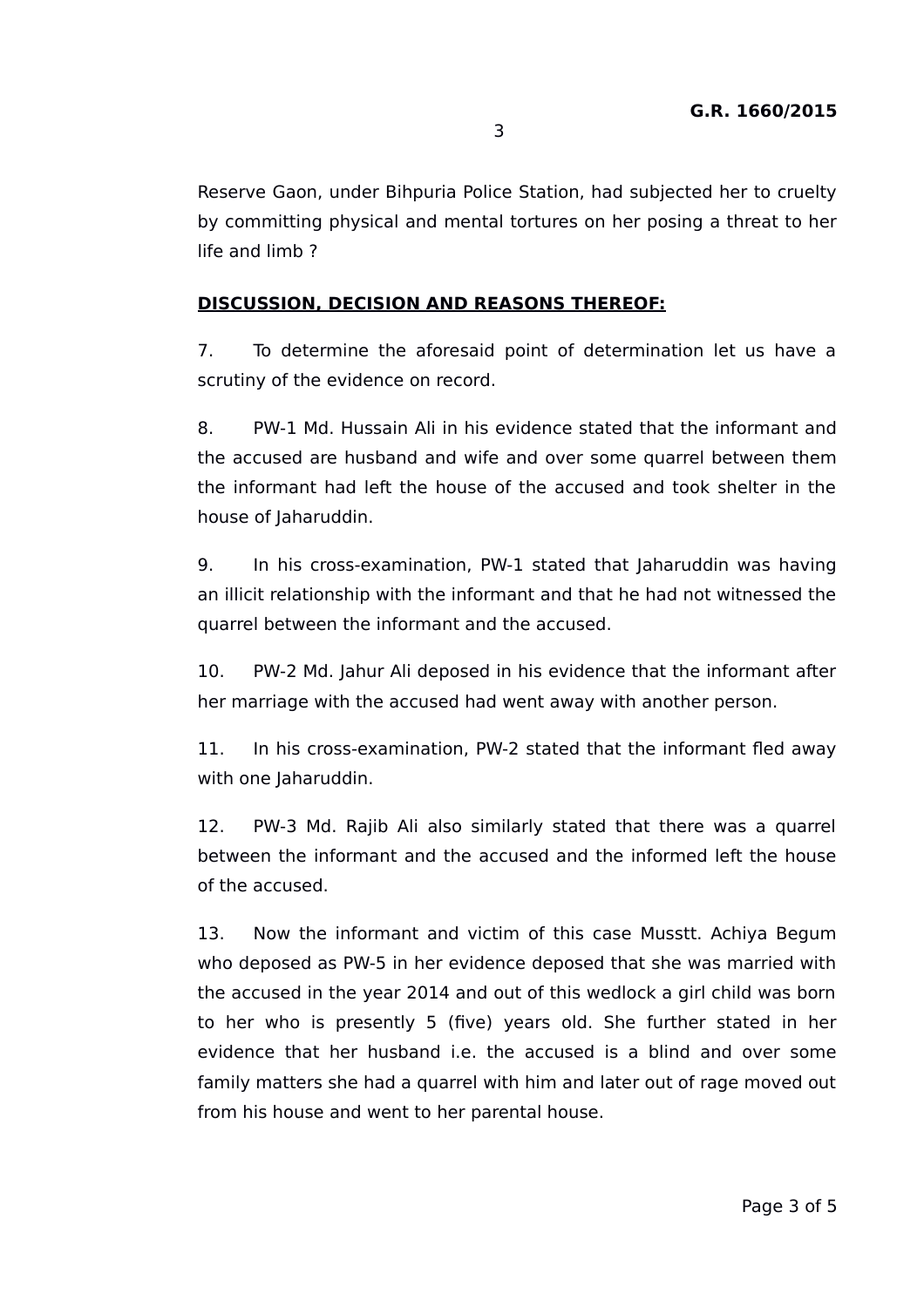Reserve Gaon, under Bihpuria Police Station, had subjected her to cruelty by committing physical and mental tortures on her posing a threat to her life and limb ?

**DISCUSSION, DECISION AND REASONS THEREOF:**

7. To determine the aforesaid point of determination let us have a scrutiny of the evidence on record.

8. PW-1 Md. Hussain Ali in his evidence stated that the informant and the accused are husband and wife and over some quarrel between them the informant had left the house of the accused and took shelter in the house of Jaharuddin.

9. In his cross-examination, PW-1 stated that Jaharuddin was having an illicit relationship with the informant and that he had not witnessed the quarrel between the informant and the accused.

10. PW-2 Md. Jahur Ali deposed in his evidence that the informant after her marriage with the accused had went away with another person.

11. In his cross-examination, PW-2 stated that the informant fled away with one Jaharuddin.

12. PW-3 Md. Rajib Ali also similarly stated that there was a quarrel between the informant and the accused and the informed left the house of the accused.

13. Now the informant and victim of this case Musstt. Achiya Begum who deposed as PW-5 in her evidence deposed that she was married with the accused in the year 2014 and out of this wedlock a girl child was born to her who is presently 5 (five) years old. She further stated in her evidence that her husband i.e. the accused is a blind and over some family matters she had a quarrel with him and later out of rage moved out from his house and went to her parental house.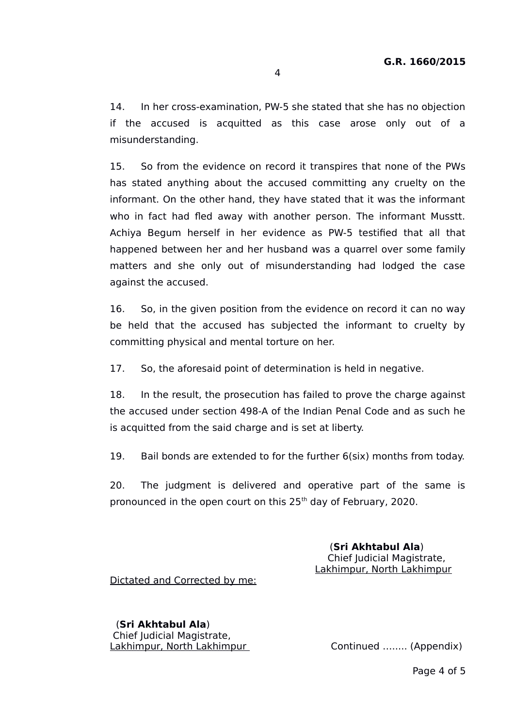14. In her cross-examination, PW-5 she stated that she has no objection if the accused is acquitted as this case arose only out of a misunderstanding.

15. So from the evidence on record it transpires that none of the PWs has stated anything about the accused committing any cruelty on the informant. On the other hand, they have stated that it was the informant who in fact had fled away with another person. The informant Musstt. Achiya Begum herself in her evidence as PW-5 testified that all that happened between her and her husband was a quarrel over some family matters and she only out of misunderstanding had lodged the case against the accused.

16. So, in the given position from the evidence on record it can no way be held that the accused has subjected the informant to cruelty by committing physical and mental torture on her.

17. So, the aforesaid point of determination is held in negative.

18. In the result, the prosecution has failed to prove the charge against the accused under section 498-A of the Indian Penal Code and as such he is acquitted from the said charge and is set at liberty.

19. Bail bonds are extended to for the further 6(six) months from today.

20. The judgment is delivered and operative part of the same is pronounced in the open court on this 25th day of February, 2020.

(**Sri Akhtabul Ala**)
Chief Judicial Magistrate,
Lakhimpur, North Lakhimpur

Dictated and Corrected by me:

(**Sri Akhtabul Ala**)
Chief Judicial Magistrate,
Lakhimpur, North Lakhimpur

Continued ........ (Appendix)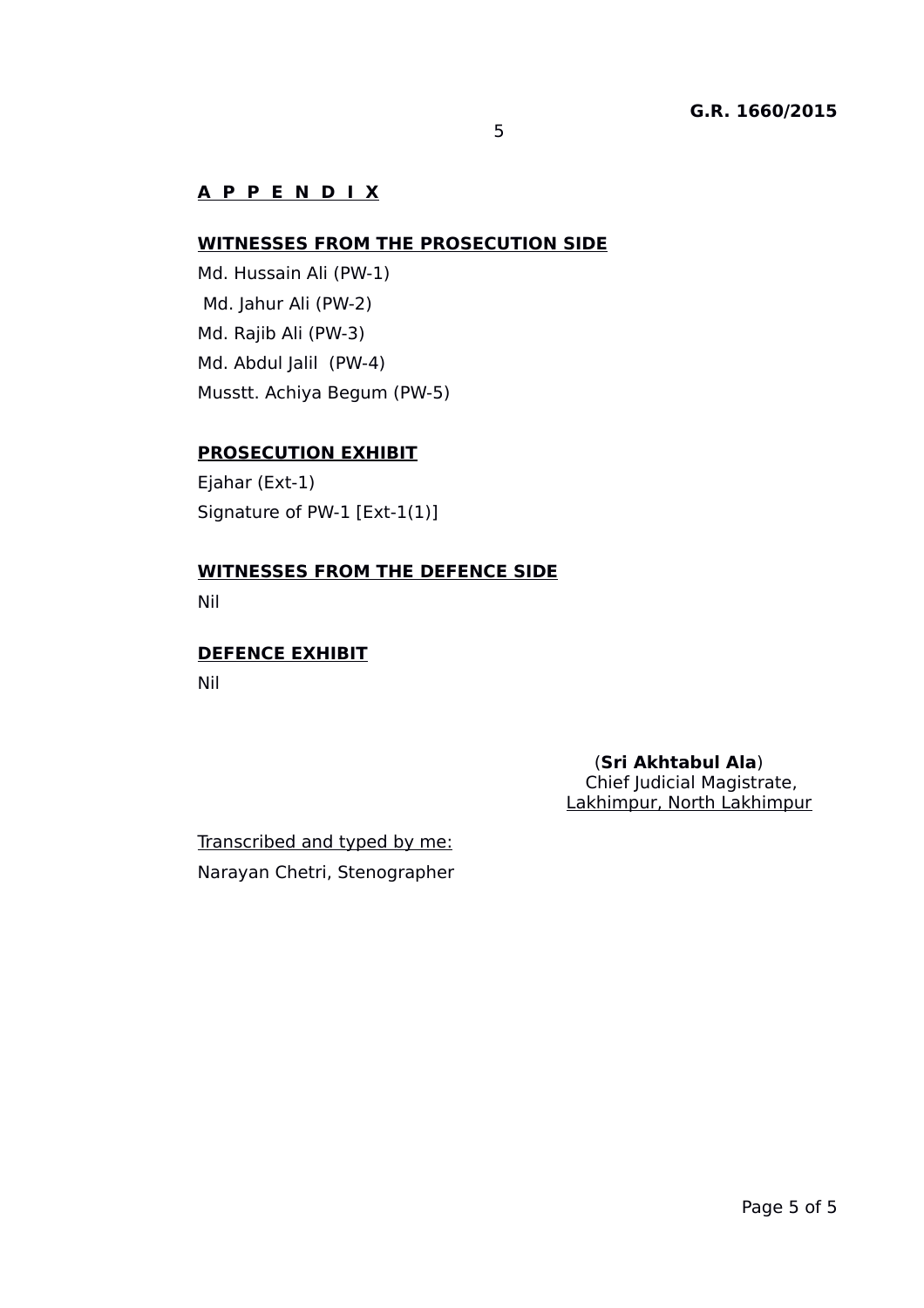## **A P P E N D I X**

### **WITNESSES FROM THE PROSECUTION SIDE**

Md. Hussain Ali (PW-1)

Md. Jahur Ali (PW-2)

Md. Rajib Ali (PW-3)

Md. Abdul Jalil (PW-4)

Musstt. Achiya Begum (PW-5)

### **PROSECUTION EXHIBIT**

Ejahar (Ext-1)

Signature of PW-1 [Ext-1(1)]

### **WITNESSES FROM THE DEFENCE SIDE**

Nil

### **DEFENCE EXHIBIT**

Nil

(**Sri Akhtabul Ala**)
Chief Judicial Magistrate,
Lakhimpur, North Lakhimpur

Transcribed and typed by me:
Narayan Chetri, Stenographer